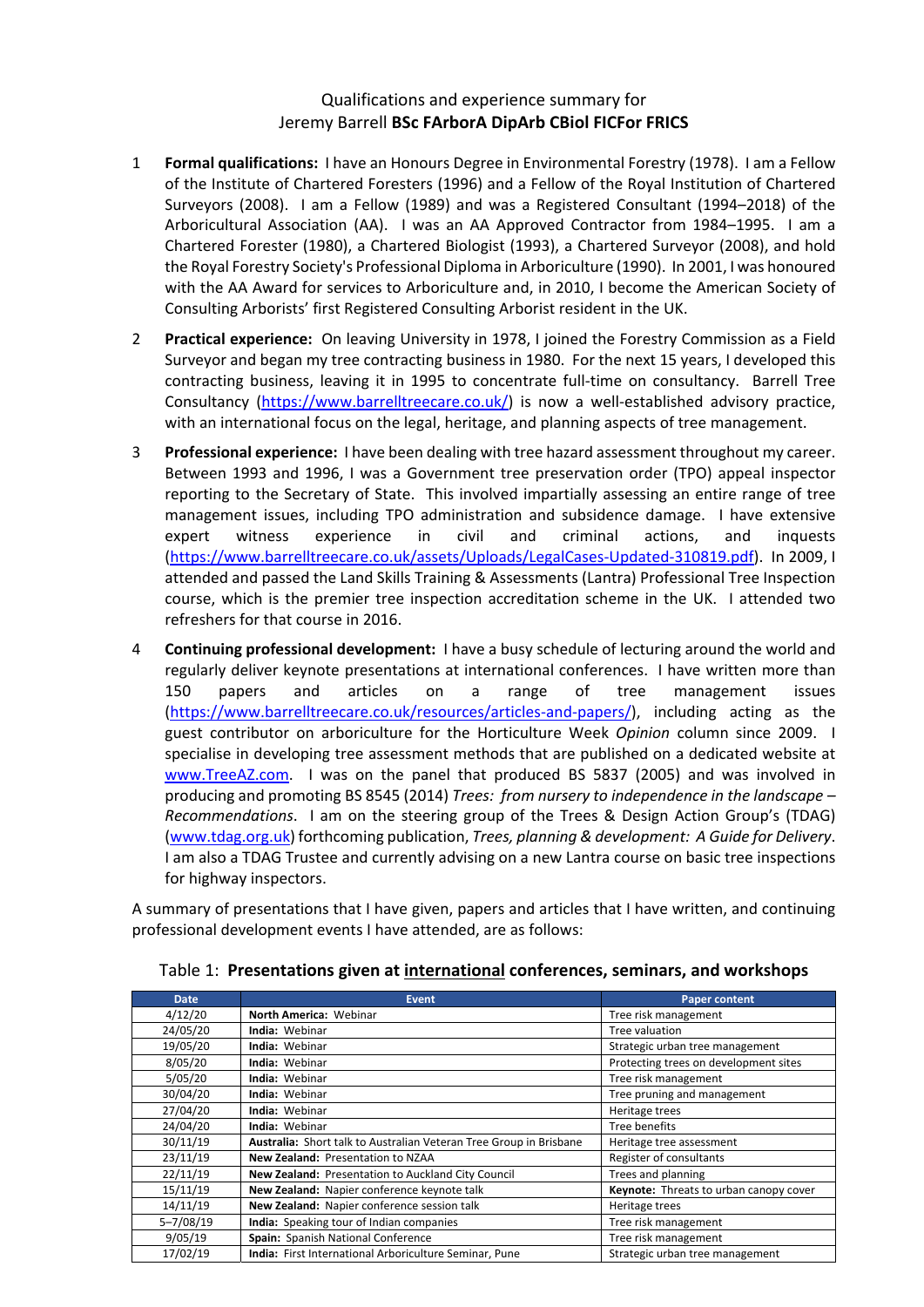Qualifications and experience summary for
Jeremy Barrell **BSc FArborA DipArb CBiol FICFor FRICS**

1. **Formal qualifications:** I have an Honours Degree in Environmental Forestry (1978). I am a Fellow of the Institute of Chartered Foresters (1996) and a Fellow of the Royal Institution of Chartered Surveyors (2008). I am a Fellow (1989) and was a Registered Consultant (1994–2018) of the Arboricultural Association (AA). I was an AA Approved Contractor from 1984–1995. I am a Chartered Forester (1980), a Chartered Biologist (1993), a Chartered Surveyor (2008), and hold the Royal Forestry Society's Professional Diploma in Arboriculture (1990). In 2001, I was honoured with the AA Award for services to Arboriculture and, in 2010, I become the American Society of Consulting Arborists' first Registered Consulting Arborist resident in the UK.

2. **Practical experience:** On leaving University in 1978, I joined the Forestry Commission as a Field Surveyor and began my tree contracting business in 1980. For the next 15 years, I developed this contracting business, leaving it in 1995 to concentrate full-time on consultancy. Barrell Tree Consultancy (https://www.barrelltreecare.co.uk/) is now a well-established advisory practice, with an international focus on the legal, heritage, and planning aspects of tree management.

3. **Professional experience:** I have been dealing with tree hazard assessment throughout my career. Between 1993 and 1996, I was a Government tree preservation order (TPO) appeal inspector reporting to the Secretary of State. This involved impartially assessing an entire range of tree management issues, including TPO administration and subsidence damage. I have extensive expert witness experience in civil and criminal actions, and inquests (https://www.barrelltreecare.co.uk/assets/Uploads/LegalCases-Updated-310819.pdf). In 2009, I attended and passed the Land Skills Training & Assessments (Lantra) Professional Tree Inspection course, which is the premier tree inspection accreditation scheme in the UK. I attended two refreshers for that course in 2016.

4. **Continuing professional development:** I have a busy schedule of lecturing around the world and regularly deliver keynote presentations at international conferences. I have written more than 150 papers and articles on a range of tree management issues (https://www.barrelltreecare.co.uk/resources/articles-and-papers/), including acting as the guest contributor on arboriculture for the Horticulture Week *Opinion* column since 2009. I specialise in developing tree assessment methods that are published on a dedicated website at www.TreeAZ.com. I was on the panel that produced BS 5837 (2005) and was involved in producing and promoting BS 8545 (2014) *Trees: from nursery to independence in the landscape – Recommendations*. I am on the steering group of the Trees & Design Action Group's (TDAG) (www.tdag.org.uk) forthcoming publication, *Trees, planning & development: A Guide for Delivery*. I am also a TDAG Trustee and currently advising on a new Lantra course on basic tree inspections for highway inspectors.

A summary of presentations that I have given, papers and articles that I have written, and continuing professional development events I have attended, are as follows:

Table 1: **Presentations given at international conferences, seminars, and workshops**

| Date | Event | Paper content |
|---|---|---|
| 4/12/20 | **North America:** Webinar | Tree risk management |
| 24/05/20 | **India:** Webinar | Tree valuation |
| 19/05/20 | **India:** Webinar | Strategic urban tree management |
| 8/05/20 | **India:** Webinar | Protecting trees on development sites |
| 5/05/20 | **India:** Webinar | Tree risk management |
| 30/04/20 | **India:** Webinar | Tree pruning and management |
| 27/04/20 | **India:** Webinar | Heritage trees |
| 24/04/20 | **India:** Webinar | Tree benefits |
| 30/11/19 | **Australia:** Short talk to Australian Veteran Tree Group in Brisbane | Heritage tree assessment |
| 23/11/19 | **New Zealand:** Presentation to NZAA | Register of consultants |
| 22/11/19 | **New Zealand:** Presentation to Auckland City Council | Trees and planning |
| 15/11/19 | **New Zealand:** Napier conference keynote talk | **Keynote:** Threats to urban canopy cover |
| 14/11/19 | **New Zealand:** Napier conference session talk | Heritage trees |
| 5–7/08/19 | **India:** Speaking tour of Indian companies | Tree risk management |
| 9/05/19 | **Spain:** Spanish National Conference | Tree risk management |
| 17/02/19 | **India:** First International Arboriculture Seminar, Pune | Strategic urban tree management |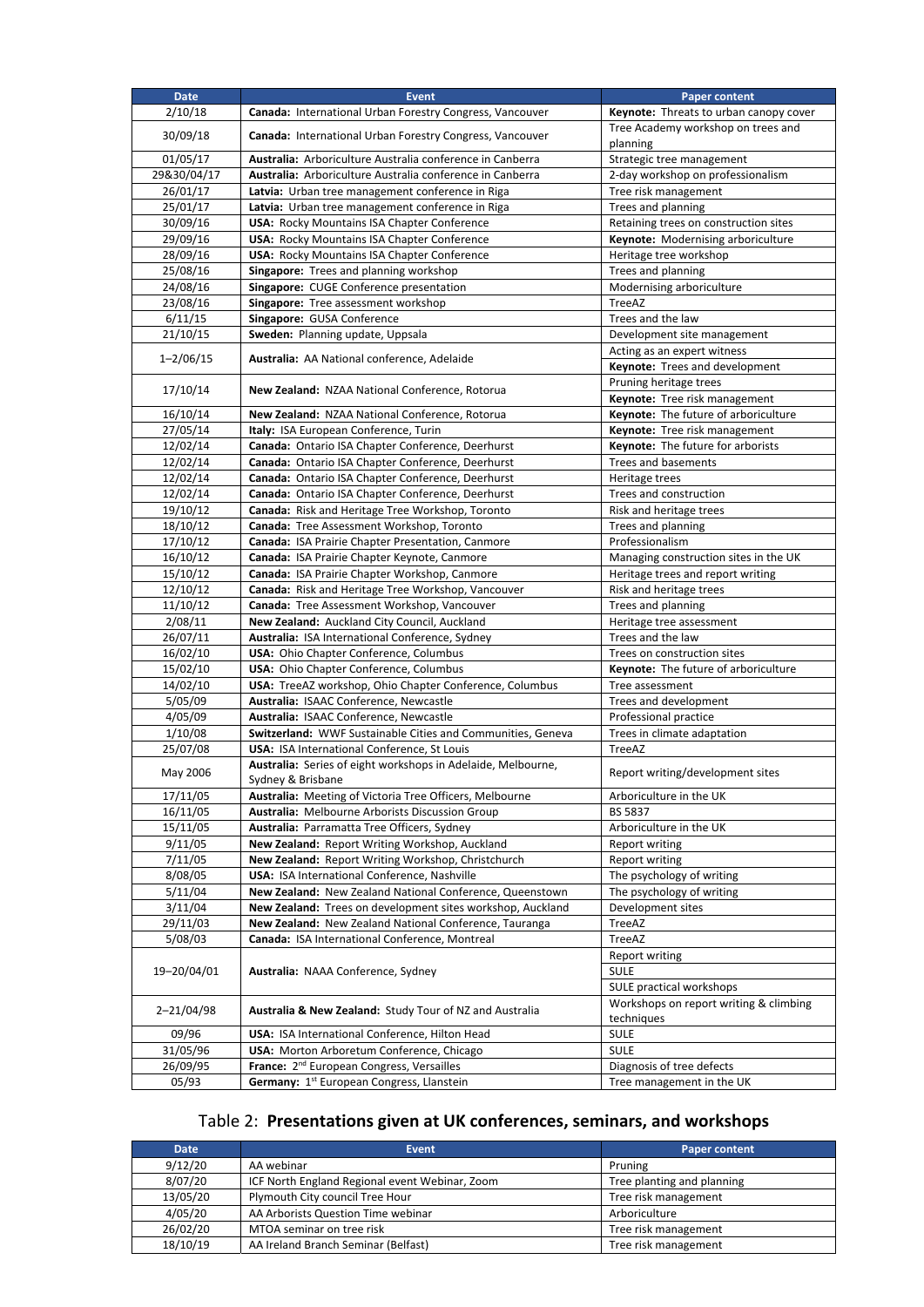| Date | Event | Paper content |
|---|---|---|
| 2/10/18 | **Canada:** International Urban Forestry Congress, Vancouver | **Keynote:** Threats to urban canopy cover |
| 30/09/18 | **Canada:** International Urban Forestry Congress, Vancouver | Tree Academy workshop on trees and planning |
| 01/05/17 | **Australia:** Arboriculture Australia conference in Canberra | Strategic tree management |
| 29&30/04/17 | **Australia:** Arboriculture Australia conference in Canberra | 2-day workshop on professionalism |
| 26/01/17 | **Latvia:** Urban tree management conference in Riga | Tree risk management |
| 25/01/17 | **Latvia:** Urban tree management conference in Riga | Trees and planning |
| 30/09/16 | **USA:** Rocky Mountains ISA Chapter Conference | Retaining trees on construction sites |
| 29/09/16 | **USA:** Rocky Mountains ISA Chapter Conference | **Keynote:** Modernising arboriculture |
| 28/09/16 | **USA:** Rocky Mountains ISA Chapter Conference | Heritage tree workshop |
| 25/08/16 | **Singapore:** Trees and planning workshop | Trees and planning |
| 24/08/16 | **Singapore:** CUGE Conference presentation | Modernising arboriculture |
| 23/08/16 | **Singapore:** Tree assessment workshop | TreeAZ |
| 6/11/15 | **Singapore:** GUSA Conference | Trees and the law |
| 21/10/15 | **Sweden:** Planning update, Uppsala | Development site management |
| 1–2/06/15 | **Australia:** AA National conference, Adelaide | Acting as an expert witness |
| | | **Keynote:** Trees and development |
| 17/10/14 | **New Zealand:** NZAA National Conference, Rotorua | Pruning heritage trees |
| | | **Keynote:** Tree risk management |
| 16/10/14 | **New Zealand:** NZAA National Conference, Rotorua | **Keynote:** The future of arboriculture |
| 27/05/14 | **Italy:** ISA European Conference, Turin | **Keynote:** Tree risk management |
| 12/02/14 | **Canada:** Ontario ISA Chapter Conference, Deerhurst | **Keynote:** The future for arborists |
| 12/02/14 | **Canada:** Ontario ISA Chapter Conference, Deerhurst | Trees and basements |
| 12/02/14 | **Canada:** Ontario ISA Chapter Conference, Deerhurst | Heritage trees |
| 12/02/14 | **Canada:** Ontario ISA Chapter Conference, Deerhurst | Trees and construction |
| 19/10/12 | **Canada:** Risk and Heritage Tree Workshop, Toronto | Risk and heritage trees |
| 18/10/12 | **Canada:** Tree Assessment Workshop, Toronto | Trees and planning |
| 17/10/12 | **Canada:** ISA Prairie Chapter Presentation, Canmore | Professionalism |
| 16/10/12 | **Canada:** ISA Prairie Chapter Keynote, Canmore | Managing construction sites in the UK |
| 15/10/12 | **Canada:** ISA Prairie Chapter Workshop, Canmore | Heritage trees and report writing |
| 12/10/12 | **Canada:** Risk and Heritage Tree Workshop, Vancouver | Risk and heritage trees |
| 11/10/12 | **Canada:** Tree Assessment Workshop, Vancouver | Trees and planning |
| 2/08/11 | **New Zealand:** Auckland City Council, Auckland | Heritage tree assessment |
| 26/07/11 | **Australia:** ISA International Conference, Sydney | Trees and the law |
| 16/02/10 | **USA:** Ohio Chapter Conference, Columbus | Trees on construction sites |
| 15/02/10 | **USA:** Ohio Chapter Conference, Columbus | **Keynote:** The future of arboriculture |
| 14/02/10 | **USA:** TreeAZ workshop, Ohio Chapter Conference, Columbus | Tree assessment |
| 5/05/09 | **Australia:** ISAAC Conference, Newcastle | Trees and development |
| 4/05/09 | **Australia:** ISAAC Conference, Newcastle | Professional practice |
| 1/10/08 | **Switzerland:** WWF Sustainable Cities and Communities, Geneva | Trees in climate adaptation |
| 25/07/08 | **USA:** ISA International Conference, St Louis | TreeAZ |
| May 2006 | **Australia:** Series of eight workshops in Adelaide, Melbourne, Sydney & Brisbane | Report writing/development sites |
| 17/11/05 | **Australia:** Meeting of Victoria Tree Officers, Melbourne | Arboriculture in the UK |
| 16/11/05 | **Australia:** Melbourne Arborists Discussion Group | BS 5837 |
| 15/11/05 | **Australia:** Parramatta Tree Officers, Sydney | Arboriculture in the UK |
| 9/11/05 | **New Zealand:** Report Writing Workshop, Auckland | Report writing |
| 7/11/05 | **New Zealand:** Report Writing Workshop, Christchurch | Report writing |
| 8/08/05 | **USA:** ISA International Conference, Nashville | The psychology of writing |
| 5/11/04 | **New Zealand:** New Zealand National Conference, Queenstown | The psychology of writing |
| 3/11/04 | **New Zealand:** Trees on development sites workshop, Auckland | Development sites |
| 29/11/03 | **New Zealand:** New Zealand National Conference, Tauranga | TreeAZ |
| 5/08/03 | **Canada:** ISA International Conference, Montreal | TreeAZ |
| 19–20/04/01 | **Australia:** NAAA Conference, Sydney | Report writing |
| | | SULE |
| | | SULE practical workshops |
| 2–21/04/98 | **Australia & New Zealand:** Study Tour of NZ and Australia | Workshops on report writing & climbing techniques |
| 09/96 | **USA:** ISA International Conference, Hilton Head | SULE |
| 31/05/96 | **USA:** Morton Arboretum Conference, Chicago | SULE |
| 26/09/95 | **France:** 2nd European Congress, Versailles | Diagnosis of tree defects |
| 05/93 | **Germany:** 1st European Congress, Llanstein | Tree management in the UK |

## Table 2: **Presentations given at UK conferences, seminars, and workshops**

| Date | Event | Paper content |
|---|---|---|
| 9/12/20 | AA webinar | Pruning |
| 8/07/20 | ICF North England Regional event Webinar, Zoom | Tree planting and planning |
| 13/05/20 | Plymouth City council Tree Hour | Tree risk management |
| 4/05/20 | AA Arborists Question Time webinar | Arboriculture |
| 26/02/20 | MTOA seminar on tree risk | Tree risk management |
| 18/10/19 | AA Ireland Branch Seminar (Belfast) | Tree risk management |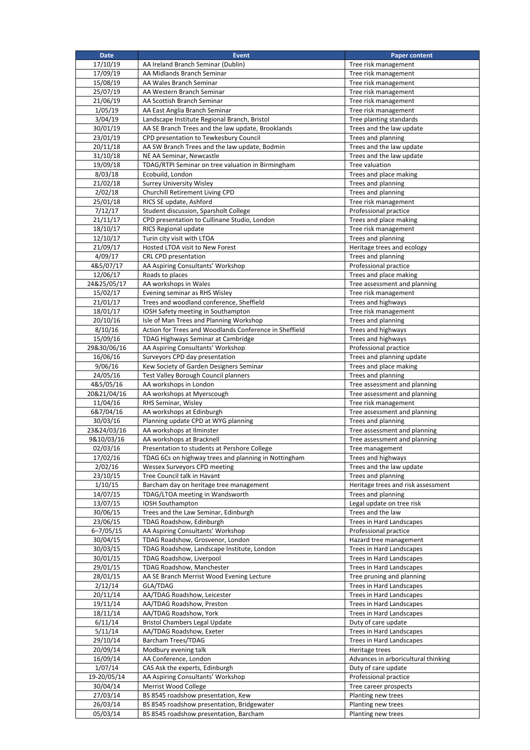| Date | Event | Paper content |
| --- | --- | --- |
| 17/10/19 | AA Ireland Branch Seminar (Dublin) | Tree risk management |
| 17/09/19 | AA Midlands Branch Seminar | Tree risk management |
| 15/08/19 | AA Wales Branch Seminar | Tree risk management |
| 25/07/19 | AA Western Branch Seminar | Tree risk management |
| 21/06/19 | AA Scottish Branch Seminar | Tree risk management |
| 1/05/19 | AA East Anglia Branch Seminar | Tree risk management |
| 3/04/19 | Landscape Institute Regional Branch, Bristol | Tree planting standards |
| 30/01/19 | AA SE Branch Trees and the law update, Brooklands | Trees and the law update |
| 23/01/19 | CPD presentation to Tewkesbury Council | Trees and planning |
| 20/11/18 | AA SW Branch Trees and the law update, Bodmin | Trees and the law update |
| 31/10/18 | NE AA Seminar, Newcastle | Trees and the law update |
| 19/09/18 | TDAG/RTPI Seminar on tree valuation in Birmingham | Tree valuation |
| 8/03/18 | Ecobuild, London | Trees and place making |
| 21/02/18 | Surrey University Wisley | Trees and planning |
| 2/02/18 | Churchill Retirement Living CPD | Trees and planning |
| 25/01/18 | RICS SE update, Ashford | Tree risk management |
| 7/12/17 | Student discussion, Sparsholt College | Professional practice |
| 21/11/17 | CPD presentation to Cullinane Studio, London | Trees and place making |
| 18/10/17 | RICS Regional update | Tree risk management |
| 12/10/17 | Turin city visit with LTOA | Trees and planning |
| 21/09/17 | Hosted LTOA visit to New Forest | Heritage trees and ecology |
| 4/09/17 | CRL CPD presentation | Trees and planning |
| 4&5/07/17 | AA Aspiring Consultants' Workshop | Professional practice |
| 12/06/17 | Roads to places | Trees and place making |
| 24&25/05/17 | AA workshops in Wales | Tree assessment and planning |
| 15/02/17 | Evening seminar as RHS Wisley | Tree risk management |
| 21/01/17 | Trees and woodland conference, Sheffield | Trees and highways |
| 18/01/17 | IOSH Safety meeting in Southampton | Tree risk management |
| 20/10/16 | Isle of Man Trees and Planning Workshop | Trees and planning |
| 8/10/16 | Action for Trees and Woodlands Conference in Sheffield | Trees and highways |
| 15/09/16 | TDAG Highways Seminar at Cambridge | Trees and highways |
| 29&30/06/16 | AA Aspiring Consultants' Workshop | Professional practice |
| 16/06/16 | Surveyors CPD day presentation | Trees and planning update |
| 9/06/16 | Kew Society of Garden Designers Seminar | Trees and place making |
| 24/05/16 | Test Valley Borough Council planners | Trees and planning |
| 4&5/05/16 | AA workshops in London | Tree assessment and planning |
| 20&21/04/16 | AA workshops at Myerscough | Tree assessment and planning |
| 11/04/16 | RHS Seminar, Wisley | Tree risk management |
| 6&7/04/16 | AA workshops at Edinburgh | Tree assessment and planning |
| 30/03/16 | Planning update CPD at WYG planning | Trees and planning |
| 23&24/03/16 | AA workshops at Ilminster | Tree assessment and planning |
| 9&10/03/16 | AA workshops at Bracknell | Tree assessment and planning |
| 02/03/16 | Presentation to students at Pershore College | Tree management |
| 17/02/16 | TDAG 6Cs on highway trees and planning in Nottingham | Trees and highways |
| 2/02/16 | Wessex Surveyors CPD meeting | Trees and the law update |
| 23/10/15 | Tree Council talk in Havant | Trees and planning |
| 1/10/15 | Barcham day on heritage tree management | Heritage trees and risk assessment |
| 14/07/15 | TDAG/LTOA meeting in Wandsworth | Trees and planning |
| 13/07/15 | IOSH Southampton | Legal update on tree risk |
| 30/06/15 | Trees and the Law Seminar, Edinburgh | Trees and the law |
| 23/06/15 | TDAG Roadshow, Edinburgh | Trees in Hard Landscapes |
| 6–7/05/15 | AA Aspiring Consultants' Workshop | Professional practice |
| 30/04/15 | TDAG Roadshow, Grosvenor, London | Hazard tree management |
| 30/03/15 | TDAG Roadshow, Landscape Institute, London | Trees in Hard Landscapes |
| 30/01/15 | TDAG Roadshow, Liverpool | Trees in Hard Landscapes |
| 29/01/15 | TDAG Roadshow, Manchester | Trees in Hard Landscapes |
| 28/01/15 | AA SE Branch Merrist Wood Evening Lecture | Tree pruning and planning |
| 2/12/14 | GLA/TDAG | Trees in Hard Landscapes |
| 20/11/14 | AA/TDAG Roadshow, Leicester | Trees in Hard Landscapes |
| 19/11/14 | AA/TDAG Roadshow, Preston | Trees in Hard Landscapes |
| 18/11/14 | AA/TDAG Roadshow, York | Trees in Hard Landscapes |
| 6/11/14 | Bristol Chambers Legal Update | Duty of care update |
| 5/11/14 | AA/TDAG Roadshow, Exeter | Trees in Hard Landscapes |
| 29/10/14 | Barcham Trees/TDAG | Trees in Hard Landscapes |
| 20/09/14 | Modbury evening talk | Heritage trees |
| 16/09/14 | AA Conference, London | Advances in arboricultural thinking |
| 1/07/14 | CAS Ask the experts, Edinburgh | Duty of care update |
| 19-20/05/14 | AA Aspiring Consultants' Workshop | Professional practice |
| 30/04/14 | Merrist Wood College | Tree career prospects |
| 27/03/14 | BS 8545 roadshow presentation, Kew | Planting new trees |
| 26/03/14 | BS 8545 roadshow presentation, Bridgewater | Planting new trees |
| 05/03/14 | BS 8545 roadshow presentation, Barcham | Planting new trees |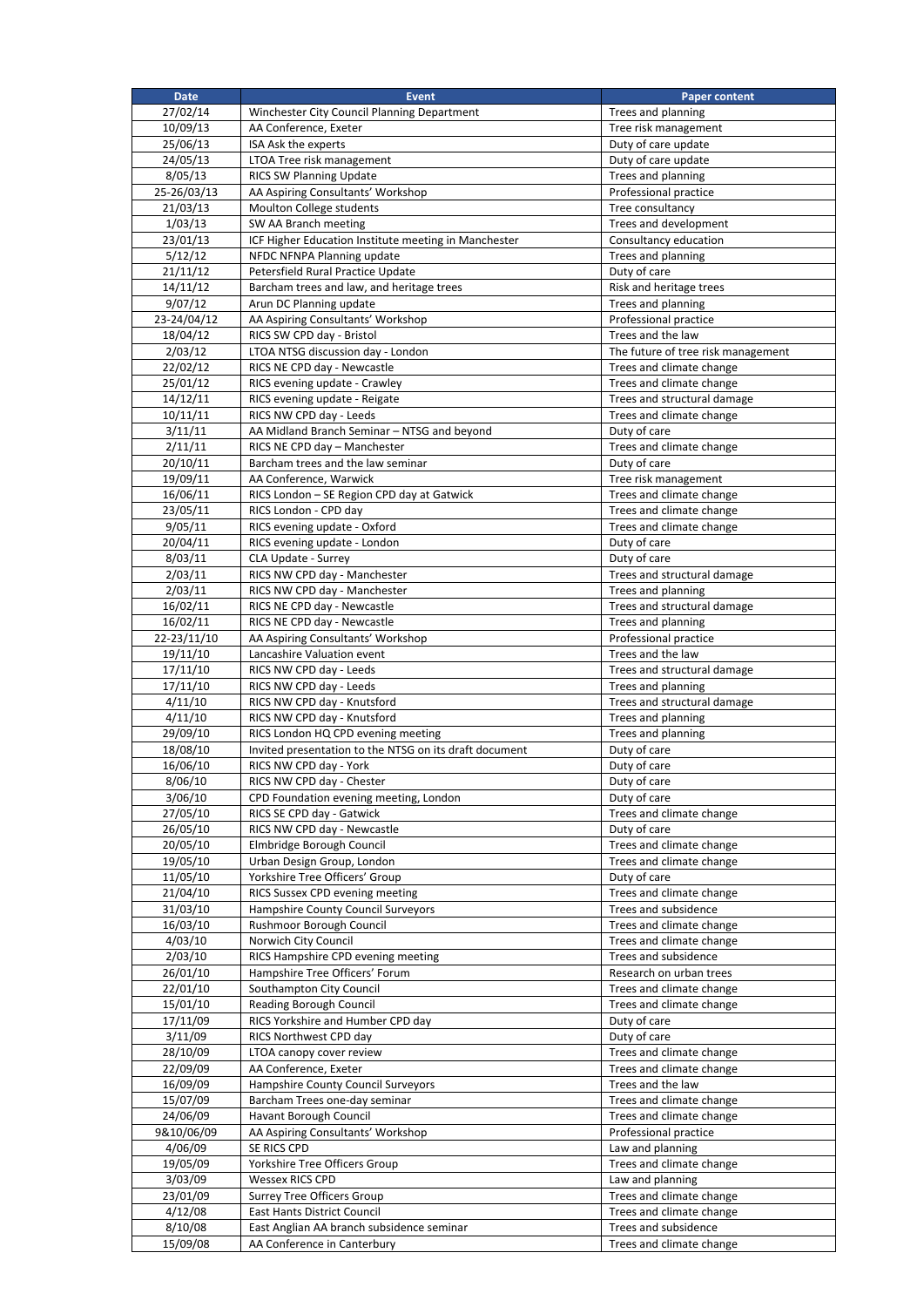| Date | Event | Paper content |
|---|---|---|
| 27/02/14 | Winchester City Council Planning Department | Trees and planning |
| 10/09/13 | AA Conference, Exeter | Tree risk management |
| 25/06/13 | ISA Ask the experts | Duty of care update |
| 24/05/13 | LTOA Tree risk management | Duty of care update |
| 8/05/13 | RICS SW Planning Update | Trees and planning |
| 25-26/03/13 | AA Aspiring Consultants' Workshop | Professional practice |
| 21/03/13 | Moulton College students | Tree consultancy |
| 1/03/13 | SW AA Branch meeting | Trees and development |
| 23/01/13 | ICF Higher Education Institute meeting in Manchester | Consultancy education |
| 5/12/12 | NFDC NFNPA Planning update | Trees and planning |
| 21/11/12 | Petersfield Rural Practice Update | Duty of care |
| 14/11/12 | Barcham trees and law, and heritage trees | Risk and heritage trees |
| 9/07/12 | Arun DC Planning update | Trees and planning |
| 23-24/04/12 | AA Aspiring Consultants' Workshop | Professional practice |
| 18/04/12 | RICS SW CPD day - Bristol | Trees and the law |
| 2/03/12 | LTOA NTSG discussion day - London | The future of tree risk management |
| 22/02/12 | RICS NE CPD day - Newcastle | Trees and climate change |
| 25/01/12 | RICS evening update - Crawley | Trees and climate change |
| 14/12/11 | RICS evening update - Reigate | Trees and structural damage |
| 10/11/11 | RICS NW CPD day - Leeds | Trees and climate change |
| 3/11/11 | AA Midland Branch Seminar – NTSG and beyond | Duty of care |
| 2/11/11 | RICS NE CPD day – Manchester | Trees and climate change |
| 20/10/11 | Barcham trees and the law seminar | Duty of care |
| 19/09/11 | AA Conference, Warwick | Tree risk management |
| 16/06/11 | RICS London – SE Region CPD day at Gatwick | Trees and climate change |
| 23/05/11 | RICS London - CPD day | Trees and climate change |
| 9/05/11 | RICS evening update - Oxford | Trees and climate change |
| 20/04/11 | RICS evening update - London | Duty of care |
| 8/03/11 | CLA Update - Surrey | Duty of care |
| 2/03/11 | RICS NW CPD day - Manchester | Trees and structural damage |
| 2/03/11 | RICS NW CPD day - Manchester | Trees and planning |
| 16/02/11 | RICS NE CPD day - Newcastle | Trees and structural damage |
| 16/02/11 | RICS NE CPD day - Newcastle | Trees and planning |
| 22-23/11/10 | AA Aspiring Consultants' Workshop | Professional practice |
| 19/11/10 | Lancashire Valuation event | Trees and the law |
| 17/11/10 | RICS NW CPD day - Leeds | Trees and structural damage |
| 17/11/10 | RICS NW CPD day - Leeds | Trees and planning |
| 4/11/10 | RICS NW CPD day - Knutsford | Trees and structural damage |
| 4/11/10 | RICS NW CPD day - Knutsford | Trees and planning |
| 29/09/10 | RICS London HQ CPD evening meeting | Trees and planning |
| 18/08/10 | Invited presentation to the NTSG on its draft document | Duty of care |
| 16/06/10 | RICS NW CPD day - York | Duty of care |
| 8/06/10 | RICS NW CPD day - Chester | Duty of care |
| 3/06/10 | CPD Foundation evening meeting, London | Duty of care |
| 27/05/10 | RICS SE CPD day - Gatwick | Trees and climate change |
| 26/05/10 | RICS NW CPD day - Newcastle | Duty of care |
| 20/05/10 | Elmbridge Borough Council | Trees and climate change |
| 19/05/10 | Urban Design Group, London | Trees and climate change |
| 11/05/10 | Yorkshire Tree Officers' Group | Duty of care |
| 21/04/10 | RICS Sussex CPD evening meeting | Trees and climate change |
| 31/03/10 | Hampshire County Council Surveyors | Trees and subsidence |
| 16/03/10 | Rushmoor Borough Council | Trees and climate change |
| 4/03/10 | Norwich City Council | Trees and climate change |
| 2/03/10 | RICS Hampshire CPD evening meeting | Trees and subsidence |
| 26/01/10 | Hampshire Tree Officers' Forum | Research on urban trees |
| 22/01/10 | Southampton City Council | Trees and climate change |
| 15/01/10 | Reading Borough Council | Trees and climate change |
| 17/11/09 | RICS Yorkshire and Humber CPD day | Duty of care |
| 3/11/09 | RICS Northwest CPD day | Duty of care |
| 28/10/09 | LTOA canopy cover review | Trees and climate change |
| 22/09/09 | AA Conference, Exeter | Trees and climate change |
| 16/09/09 | Hampshire County Council Surveyors | Trees and the law |
| 15/07/09 | Barcham Trees one-day seminar | Trees and climate change |
| 24/06/09 | Havant Borough Council | Trees and climate change |
| 9&10/06/09 | AA Aspiring Consultants' Workshop | Professional practice |
| 4/06/09 | SE RICS CPD | Law and planning |
| 19/05/09 | Yorkshire Tree Officers Group | Trees and climate change |
| 3/03/09 | Wessex RICS CPD | Law and planning |
| 23/01/09 | Surrey Tree Officers Group | Trees and climate change |
| 4/12/08 | East Hants District Council | Trees and climate change |
| 8/10/08 | East Anglian AA branch subsidence seminar | Trees and subsidence |
| 15/09/08 | AA Conference in Canterbury | Trees and climate change |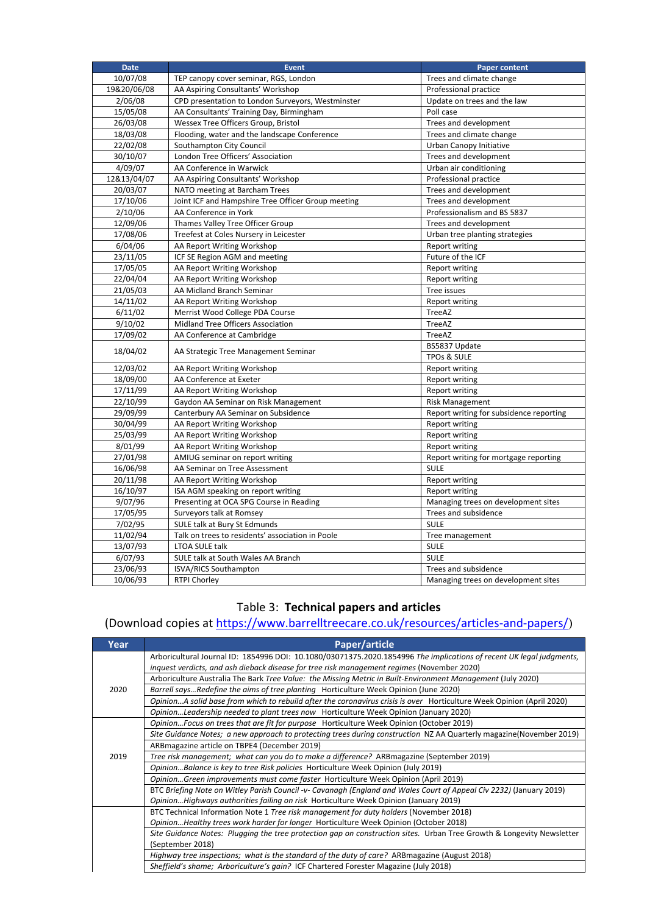| Date | Event | Paper content |
| --- | --- | --- |
| 10/07/08 | TEP canopy cover seminar, RGS, London | Trees and climate change |
| 19&20/06/08 | AA Aspiring Consultants' Workshop | Professional practice |
| 2/06/08 | CPD presentation to London Surveyors, Westminster | Update on trees and the law |
| 15/05/08 | AA Consultants' Training Day, Birmingham | Poll case |
| 26/03/08 | Wessex Tree Officers Group, Bristol | Trees and development |
| 18/03/08 | Flooding, water and the landscape Conference | Trees and climate change |
| 22/02/08 | Southampton City Council | Urban Canopy Initiative |
| 30/10/07 | London Tree Officers' Association | Trees and development |
| 4/09/07 | AA Conference in Warwick | Urban air conditioning |
| 12&13/04/07 | AA Aspiring Consultants' Workshop | Professional practice |
| 20/03/07 | NATO meeting at Barcham Trees | Trees and development |
| 17/10/06 | Joint ICF and Hampshire Tree Officer Group meeting | Trees and development |
| 2/10/06 | AA Conference in York | Professionalism and BS 5837 |
| 12/09/06 | Thames Valley Tree Officer Group | Trees and development |
| 17/08/06 | Treefest at Coles Nursery in Leicester | Urban tree planting strategies |
| 6/04/06 | AA Report Writing Workshop | Report writing |
| 23/11/05 | ICF SE Region AGM and meeting | Future of the ICF |
| 17/05/05 | AA Report Writing Workshop | Report writing |
| 22/04/04 | AA Report Writing Workshop | Report writing |
| 21/05/03 | AA Midland Branch Seminar | Tree issues |
| 14/11/02 | AA Report Writing Workshop | Report writing |
| 6/11/02 | Merrist Wood College PDA Course | TreeAZ |
| 9/10/02 | Midland Tree Officers Association | TreeAZ |
| 17/09/02 | AA Conference at Cambridge | TreeAZ |
| 18/04/02 | AA Strategic Tree Management Seminar | BS5837 Update |
| | | TPOs & SULE |
| 12/03/02 | AA Report Writing Workshop | Report writing |
| 18/09/00 | AA Conference at Exeter | Report writing |
| 17/11/99 | AA Report Writing Workshop | Report writing |
| 22/10/99 | Gaydon AA Seminar on Risk Management | Risk Management |
| 29/09/99 | Canterbury AA Seminar on Subsidence | Report writing for subsidence reporting |
| 30/04/99 | AA Report Writing Workshop | Report writing |
| 25/03/99 | AA Report Writing Workshop | Report writing |
| 8/01/99 | AA Report Writing Workshop | Report writing |
| 27/01/98 | AMIUG seminar on report writing | Report writing for mortgage reporting |
| 16/06/98 | AA Seminar on Tree Assessment | SULE |
| 20/11/98 | AA Report Writing Workshop | Report writing |
| 16/10/97 | ISA AGM speaking on report writing | Report writing |
| 9/07/96 | Presenting at OCA SPG Course in Reading | Managing trees on development sites |
| 17/05/95 | Surveyors talk at Romsey | Trees and subsidence |
| 7/02/95 | SULE talk at Bury St Edmunds | SULE |
| 11/02/94 | Talk on trees to residents' association in Poole | Tree management |
| 13/07/93 | LTOA SULE talk | SULE |
| 6/07/93 | SULE talk at South Wales AA Branch | SULE |
| 23/06/93 | ISVA/RICS Southampton | Trees and subsidence |
| 10/06/93 | RTPI Chorley | Managing trees on development sites |

## Table 3: **Technical papers and articles**

(Download copies at https://www.barrelltreecare.co.uk/resources/articles-and-papers/)

| Year | Paper/article |
| --- | --- |
| 2020 | Arboricultural Journal ID: 1854996 DOI: 10.1080/03071375.2020.1854996 *The implications of recent UK legal judgments, inquest verdicts, and ash dieback disease for tree risk management regimes* (November 2020) |
| | Arboriculture Australia The Bark *Tree Value: the Missing Metric in Built-Environment Management* (July 2020) |
| | *Barrell says…Redefine the aims of tree planting* Horticulture Week Opinion (June 2020) |
| | *Opinion…A solid base from which to rebuild after the coronavirus crisis is over* Horticulture Week Opinion (April 2020) |
| | *Opinion…Leadership needed to plant trees now* Horticulture Week Opinion (January 2020) |
| 2019 | *Opinion…Focus on trees that are fit for purpose* Horticulture Week Opinion (October 2019) |
| | *Site Guidance Notes; a new approach to protecting trees during construction* NZ AA Quarterly magazine(November 2019) |
| | ARBmagazine article on TBPE4 (December 2019) |
| | *Tree risk management; what can you do to make a difference?* ARBmagazine (September 2019) |
| | *Opinion…Balance is key to tree Risk policies* Horticulture Week Opinion (July 2019) |
| | *Opinion…Green improvements must come faster* Horticulture Week Opinion (April 2019) |
| | BTC *Briefing Note on Witley Parish Council -v- Cavanagh (England and Wales Court of Appeal Civ 2232)* (January 2019) |
| | *Opinion…Highways authorities failing on risk* Horticulture Week Opinion (January 2019) |
| | BTC Technical Information Note 1 *Tree risk management for duty holders* (November 2018) |
| | *Opinion…Healthy trees work harder for longer* Horticulture Week Opinion (October 2018) |
| | *Site Guidance Notes: Plugging the tree protection gap on construction sites.* Urban Tree Growth & Longevity Newsletter (September 2018) |
| | *Highway tree inspections; what is the standard of the duty of care?* ARBmagazine (August 2018) |
| | *Sheffield's shame; Arboriculture's gain?* ICF Chartered Forester Magazine (July 2018) |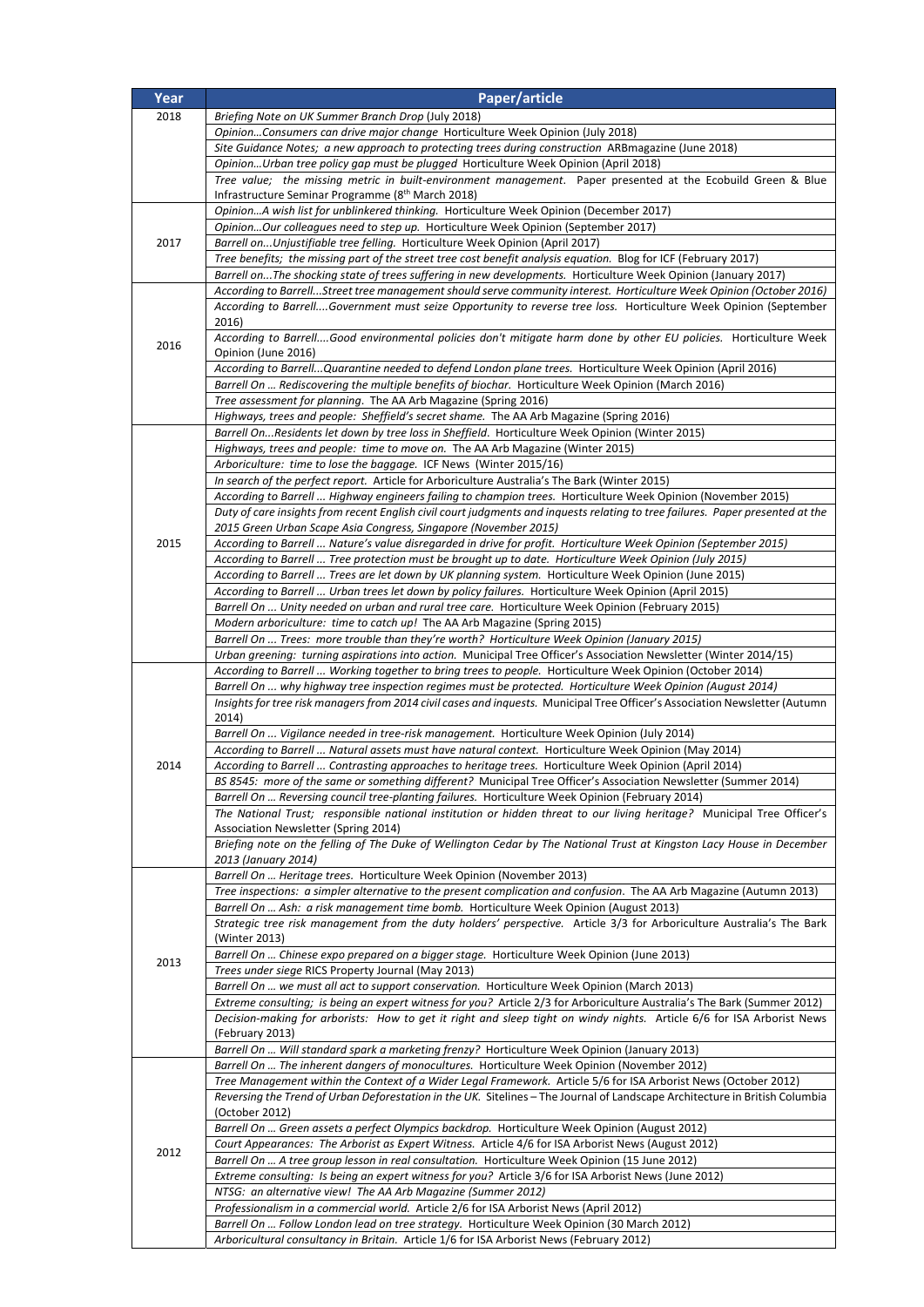| Year | Paper/article |
|---|---|
| 2018 | *Briefing Note on UK Summer Branch Drop* (July 2018) |
| | *Opinion…Consumers can drive major change* Horticulture Week Opinion (July 2018) |
| | *Site Guidance Notes; a new approach to protecting trees during construction* ARBmagazine (June 2018) |
| | *Opinion…Urban tree policy gap must be plugged* Horticulture Week Opinion (April 2018) |
| | *Tree value; the missing metric in built-environment management.* Paper presented at the Ecobuild Green & Blue Infrastructure Seminar Programme (8th March 2018) |
| 2017 | *Opinion…A wish list for unblinkered thinking.* Horticulture Week Opinion (December 2017) |
| | *Opinion…Our colleagues need to step up.* Horticulture Week Opinion (September 2017) |
| | *Barrell on...Unjustifiable tree felling.* Horticulture Week Opinion (April 2017) |
| | *Tree benefits; the missing part of the street tree cost benefit analysis equation.* Blog for ICF (February 2017) |
| | *Barrell on...The shocking state of trees suffering in new developments.* Horticulture Week Opinion (January 2017) |
| 2016 | *According to Barrell...Street tree management should serve community interest. Horticulture Week Opinion (October 2016)* |
| | *According to Barrell....Government must seize Opportunity to reverse tree loss.* Horticulture Week Opinion (September 2016) |
| | *According to Barrell....Good environmental policies don't mitigate harm done by other EU policies.* Horticulture Week Opinion (June 2016) |
| | *According to Barrell...Quarantine needed to defend London plane trees.* Horticulture Week Opinion (April 2016) |
| | *Barrell On … Rediscovering the multiple benefits of biochar.* Horticulture Week Opinion (March 2016) |
| | *Tree assessment for planning.* The AA Arb Magazine (Spring 2016) |
| | *Highways, trees and people: Sheffield's secret shame.* The AA Arb Magazine (Spring 2016) |
| 2015 | *Barrell On...Residents let down by tree loss in Sheffield.* Horticulture Week Opinion (Winter 2015) |
| | *Highways, trees and people: time to move on.* The AA Arb Magazine (Winter 2015) |
| | *Arboriculture: time to lose the baggage.* ICF News (Winter 2015/16) |
| | *In search of the perfect report.* Article for Arboriculture Australia's The Bark (Winter 2015) |
| | *According to Barrell … Highway engineers failing to champion trees.* Horticulture Week Opinion (November 2015) |
| | *Duty of care insights from recent English civil court judgments and inquests relating to tree failures. Paper presented at the 2015 Green Urban Scape Asia Congress, Singapore (November 2015)* |
| | *According to Barrell … Nature's value disregarded in drive for profit. Horticulture Week Opinion (September 2015)* |
| | *According to Barrell … Tree protection must be brought up to date. Horticulture Week Opinion (July 2015)* |
| | *According to Barrell … Trees are let down by UK planning system.* Horticulture Week Opinion (June 2015) |
| | *According to Barrell … Urban trees let down by policy failures.* Horticulture Week Opinion (April 2015) |
| | *Barrell On … Unity needed on urban and rural tree care.* Horticulture Week Opinion (February 2015) |
| | *Modern arboriculture: time to catch up!* The AA Arb Magazine (Spring 2015) |
| | *Barrell On … Trees: more trouble than they're worth? Horticulture Week Opinion (January 2015)* |
| | *Urban greening: turning aspirations into action.* Municipal Tree Officer's Association Newsletter (Winter 2014/15) |
| 2014 | *According to Barrell … Working together to bring trees to people.* Horticulture Week Opinion (October 2014) |
| | *Barrell On … why highway tree inspection regimes must be protected. Horticulture Week Opinion (August 2014)* |
| | *Insights for tree risk managers from 2014 civil cases and inquests.* Municipal Tree Officer's Association Newsletter (Autumn 2014) |
| | *Barrell On … Vigilance needed in tree-risk management.* Horticulture Week Opinion (July 2014) |
| | *According to Barrell … Natural assets must have natural context.* Horticulture Week Opinion (May 2014) |
| | *According to Barrell … Contrasting approaches to heritage trees.* Horticulture Week Opinion (April 2014) |
| | *BS 8545: more of the same or something different?* Municipal Tree Officer's Association Newsletter (Summer 2014) |
| | *Barrell On … Reversing council tree-planting failures.* Horticulture Week Opinion (February 2014) |
| | *The National Trust; responsible national institution or hidden threat to our living heritage?* Municipal Tree Officer's Association Newsletter (Spring 2014) |
| | *Briefing note on the felling of The Duke of Wellington Cedar by The National Trust at Kingston Lacy House in December 2013 (January 2014)* |
| 2013 | *Barrell On … Heritage trees.* Horticulture Week Opinion (November 2013) |
| | *Tree inspections: a simpler alternative to the present complication and confusion.* The AA Arb Magazine (Autumn 2013) |
| | *Barrell On … Ash: a risk management time bomb.* Horticulture Week Opinion (August 2013) |
| | *Strategic tree risk management from the duty holders' perspective.* Article 3/3 for Arboriculture Australia's The Bark (Winter 2013) |
| | *Barrell On … Chinese expo prepared on a bigger stage.* Horticulture Week Opinion (June 2013) |
| | *Trees under siege* RICS Property Journal (May 2013) |
| | *Barrell On … we must all act to support conservation.* Horticulture Week Opinion (March 2013) |
| | *Extreme consulting; is being an expert witness for you?* Article 2/3 for Arboriculture Australia's The Bark (Summer 2012) |
| | *Decision-making for arborists: How to get it right and sleep tight on windy nights.* Article 6/6 for ISA Arborist News (February 2013) |
| | *Barrell On … Will standard spark a marketing frenzy?* Horticulture Week Opinion (January 2013) |
| 2012 | *Barrell On … The inherent dangers of monocultures.* Horticulture Week Opinion (November 2012) |
| | *Tree Management within the Context of a Wider Legal Framework.* Article 5/6 for ISA Arborist News (October 2012) |
| | *Reversing the Trend of Urban Deforestation in the UK.* Sitelines – The Journal of Landscape Architecture in British Columbia (October 2012) |
| | *Barrell On … Green assets a perfect Olympics backdrop.* Horticulture Week Opinion (August 2012) |
| | *Court Appearances: The Arborist as Expert Witness.* Article 4/6 for ISA Arborist News (August 2012) |
| | *Barrell On … A tree group lesson in real consultation.* Horticulture Week Opinion (15 June 2012) |
| | *Extreme consulting: Is being an expert witness for you?* Article 3/6 for ISA Arborist News (June 2012) |
| | *NTSG: an alternative view! The AA Arb Magazine (Summer 2012)* |
| | *Professionalism in a commercial world.* Article 2/6 for ISA Arborist News (April 2012) |
| | *Barrell On … Follow London lead on tree strategy.* Horticulture Week Opinion (30 March 2012) |
| | *Arboricultural consultancy in Britain.* Article 1/6 for ISA Arborist News (February 2012) |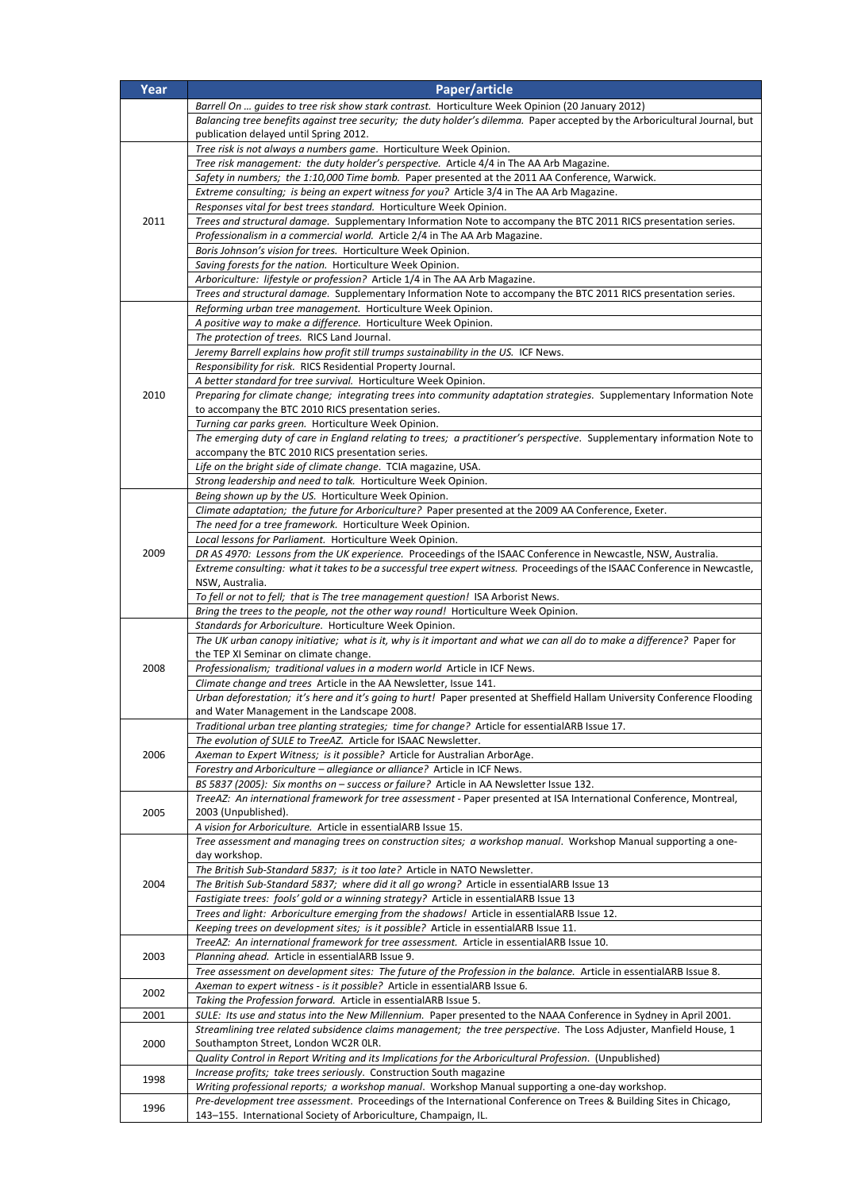| Year | Paper/article |
| --- | --- |
| | *Barrell On … guides to tree risk show stark contrast.* Horticulture Week Opinion (20 January 2012) |
| | *Balancing tree benefits against tree security; the duty holder's dilemma.* Paper accepted by the Arboricultural Journal, but publication delayed until Spring 2012. |
| 2011 | *Tree risk is not always a numbers game.* Horticulture Week Opinion. |
| | *Tree risk management: the duty holder's perspective.* Article 4/4 in The AA Arb Magazine. |
| | *Safety in numbers; the 1:10,000 Time bomb.* Paper presented at the 2011 AA Conference, Warwick. |
| | *Extreme consulting; is being an expert witness for you?* Article 3/4 in The AA Arb Magazine. |
| | *Responses vital for best trees standard.* Horticulture Week Opinion. |
| | *Trees and structural damage.* Supplementary Information Note to accompany the BTC 2011 RICS presentation series. |
| | *Professionalism in a commercial world.* Article 2/4 in The AA Arb Magazine. |
| | *Boris Johnson's vision for trees.* Horticulture Week Opinion. |
| | *Saving forests for the nation.* Horticulture Week Opinion. |
| | *Arboriculture: lifestyle or profession?* Article 1/4 in The AA Arb Magazine. |
| | *Trees and structural damage.* Supplementary Information Note to accompany the BTC 2011 RICS presentation series. |
| 2010 | *Reforming urban tree management.* Horticulture Week Opinion. |
| | *A positive way to make a difference.* Horticulture Week Opinion. |
| | *The protection of trees.* RICS Land Journal. |
| | *Jeremy Barrell explains how profit still trumps sustainability in the US.* ICF News. |
| | *Responsibility for risk.* RICS Residential Property Journal. |
| | *A better standard for tree survival.* Horticulture Week Opinion. |
| | *Preparing for climate change; integrating trees into community adaptation strategies.* Supplementary Information Note to accompany the BTC 2010 RICS presentation series. |
| | *Turning car parks green.* Horticulture Week Opinion. |
| | *The emerging duty of care in England relating to trees; a practitioner's perspective.* Supplementary information Note to accompany the BTC 2010 RICS presentation series. |
| | *Life on the bright side of climate change.* TCIA magazine, USA. |
| | *Strong leadership and need to talk.* Horticulture Week Opinion. |
| 2009 | *Being shown up by the US.* Horticulture Week Opinion. |
| | *Climate adaptation; the future for Arboriculture?* Paper presented at the 2009 AA Conference, Exeter. |
| | *The need for a tree framework.* Horticulture Week Opinion. |
| | *Local lessons for Parliament.* Horticulture Week Opinion. |
| | *DR AS 4970: Lessons from the UK experience.* Proceedings of the ISAAC Conference in Newcastle, NSW, Australia. |
| | *Extreme consulting: what it takes to be a successful tree expert witness.* Proceedings of the ISAAC Conference in Newcastle, NSW, Australia. |
| | *To fell or not to fell; that is The tree management question!* ISA Arborist News. |
| | *Bring the trees to the people, not the other way round!* Horticulture Week Opinion. |
| 2008 | *Standards for Arboriculture.* Horticulture Week Opinion. |
| | *The UK urban canopy initiative; what is it, why is it important and what we can all do to make a difference?* Paper for the TEP XI Seminar on climate change. |
| | *Professionalism; traditional values in a modern world* Article in ICF News. |
| | *Climate change and trees* Article in the AA Newsletter, Issue 141. |
| | *Urban deforestation; it's here and it's going to hurt!* Paper presented at Sheffield Hallam University Conference Flooding and Water Management in the Landscape 2008. |
| 2006 | *Traditional urban tree planting strategies; time for change?* Article for essentialARB Issue 17. |
| | *The evolution of SULE to TreeAZ.* Article for ISAAC Newsletter. |
| | *Axeman to Expert Witness; is it possible?* Article for Australian ArborAge. |
| | *Forestry and Arboriculture – allegiance or alliance?* Article in ICF News. |
| | *BS 5837 (2005): Six months on – success or failure?* Article in AA Newsletter Issue 132. |
| 2005 | *TreeAZ: An international framework for tree assessment* - Paper presented at ISA International Conference, Montreal, 2003 (Unpublished). |
| | *A vision for Arboriculture.* Article in essentialARB Issue 15. |
| 2004 | *Tree assessment and managing trees on construction sites; a workshop manual.* Workshop Manual supporting a one-day workshop. |
| | *The British Sub-Standard 5837; is it too late?* Article in NATO Newsletter. |
| | *The British Sub-Standard 5837; where did it all go wrong?* Article in essentialARB Issue 13 |
| | *Fastigiate trees: fools' gold or a winning strategy?* Article in essentialARB Issue 13 |
| | *Trees and light: Arboriculture emerging from the shadows!* Article in essentialARB Issue 12. |
| | *Keeping trees on development sites; is it possible?* Article in essentialARB Issue 11. |
| 2003 | *TreeAZ: An international framework for tree assessment.* Article in essentialARB Issue 10. |
| | *Planning ahead.* Article in essentialARB Issue 9. |
| | *Tree assessment on development sites: The future of the Profession in the balance.* Article in essentialARB Issue 8. |
| 2002 | *Axeman to expert witness - is it possible?* Article in essentialARB Issue 6. |
| | *Taking the Profession forward.* Article in essentialARB Issue 5. |
| 2001 | *SULE: Its use and status into the New Millennium.* Paper presented to the NAAA Conference in Sydney in April 2001. |
| 2000 | *Streamlining tree related subsidence claims management; the tree perspective.* The Loss Adjuster, Manfield House, 1 Southampton Street, London WC2R 0LR. |
| | *Quality Control in Report Writing and its Implications for the Arboricultural Profession.* (Unpublished) |
| 1998 | *Increase profits; take trees seriously.* Construction South magazine |
| | *Writing professional reports; a workshop manual.* Workshop Manual supporting a one-day workshop. |
| 1996 | *Pre-development tree assessment.* Proceedings of the International Conference on Trees & Building Sites in Chicago, 143–155. International Society of Arboriculture, Champaign, IL. |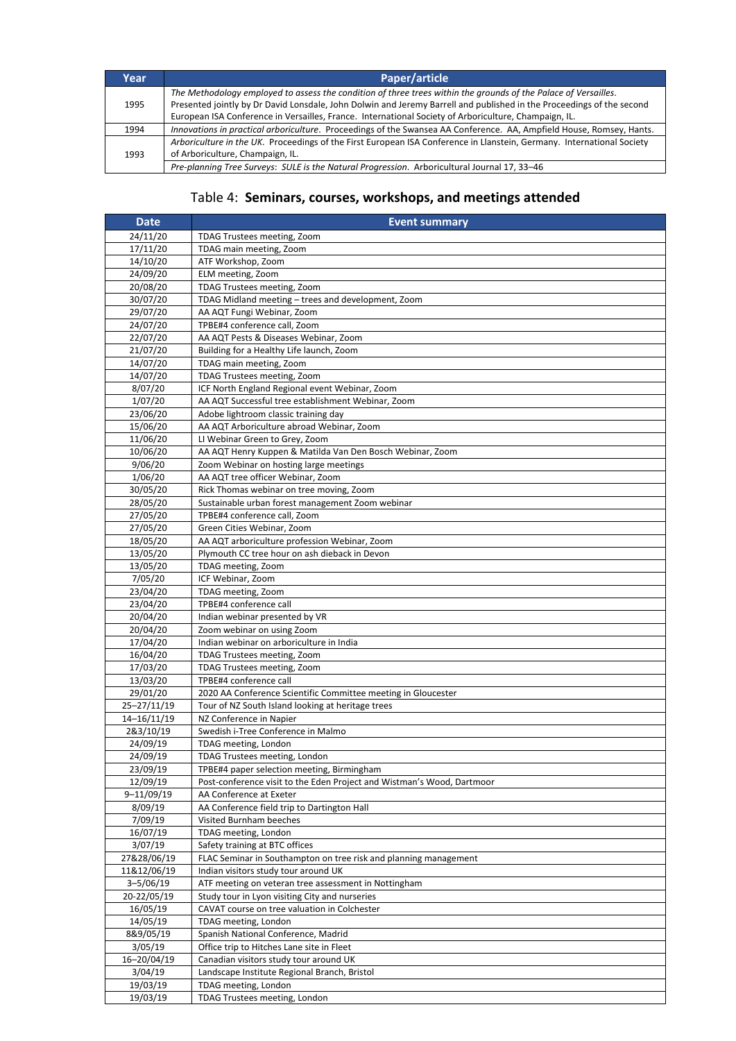| Year | Paper/article |
|---|---|
| 1995 | *The Methodology employed to assess the condition of three trees within the grounds of the Palace of Versailles.* Presented jointly by Dr David Lonsdale, John Dolwin and Jeremy Barrell and published in the Proceedings of the second European ISA Conference in Versailles, France. International Society of Arboriculture, Champaign, IL. |
| 1994 | *Innovations in practical arboriculture*. Proceedings of the Swansea AA Conference. AA, Ampfield House, Romsey, Hants. |
| 1993 | *Arboriculture in the UK*. Proceedings of the First European ISA Conference in Llanstein, Germany. International Society of Arboriculture, Champaign, IL. |
| | *Pre-planning Tree Surveys*: *SULE is the Natural Progression*. Arboricultural Journal 17, 33–46 |

## Table 4: **Seminars, courses, workshops, and meetings attended**

| Date | Event summary |
|---|---|
| 24/11/20 | TDAG Trustees meeting, Zoom |
| 17/11/20 | TDAG main meeting, Zoom |
| 14/10/20 | ATF Workshop, Zoom |
| 24/09/20 | ELM meeting, Zoom |
| 20/08/20 | TDAG Trustees meeting, Zoom |
| 30/07/20 | TDAG Midland meeting – trees and development, Zoom |
| 29/07/20 | AA AQT Fungi Webinar, Zoom |
| 24/07/20 | TPBE#4 conference call, Zoom |
| 22/07/20 | AA AQT Pests & Diseases Webinar, Zoom |
| 21/07/20 | Building for a Healthy Life launch, Zoom |
| 14/07/20 | TDAG main meeting, Zoom |
| 14/07/20 | TDAG Trustees meeting, Zoom |
| 8/07/20 | ICF North England Regional event Webinar, Zoom |
| 1/07/20 | AA AQT Successful tree establishment Webinar, Zoom |
| 23/06/20 | Adobe lightroom classic training day |
| 15/06/20 | AA AQT Arboriculture abroad Webinar, Zoom |
| 11/06/20 | LI Webinar Green to Grey, Zoom |
| 10/06/20 | AA AQT Henry Kuppen & Matilda Van Den Bosch Webinar, Zoom |
| 9/06/20 | Zoom Webinar on hosting large meetings |
| 1/06/20 | AA AQT tree officer Webinar, Zoom |
| 30/05/20 | Rick Thomas webinar on tree moving, Zoom |
| 28/05/20 | Sustainable urban forest management Zoom webinar |
| 27/05/20 | TPBE#4 conference call, Zoom |
| 27/05/20 | Green Cities Webinar, Zoom |
| 18/05/20 | AA AQT arboriculture profession Webinar, Zoom |
| 13/05/20 | Plymouth CC tree hour on ash dieback in Devon |
| 13/05/20 | TDAG meeting, Zoom |
| 7/05/20 | ICF Webinar, Zoom |
| 23/04/20 | TDAG meeting, Zoom |
| 23/04/20 | TPBE#4 conference call |
| 20/04/20 | Indian webinar presented by VR |
| 20/04/20 | Zoom webinar on using Zoom |
| 17/04/20 | Indian webinar on arboriculture in India |
| 16/04/20 | TDAG Trustees meeting, Zoom |
| 17/03/20 | TDAG Trustees meeting, Zoom |
| 13/03/20 | TPBE#4 conference call |
| 29/01/20 | 2020 AA Conference Scientific Committee meeting in Gloucester |
| 25–27/11/19 | Tour of NZ South Island looking at heritage trees |
| 14–16/11/19 | NZ Conference in Napier |
| 2&3/10/19 | Swedish i-Tree Conference in Malmo |
| 24/09/19 | TDAG meeting, London |
| 24/09/19 | TDAG Trustees meeting, London |
| 23/09/19 | TPBE#4 paper selection meeting, Birmingham |
| 12/09/19 | Post-conference visit to the Eden Project and Wistman's Wood, Dartmoor |
| 9–11/09/19 | AA Conference at Exeter |
| 8/09/19 | AA Conference field trip to Dartington Hall |
| 7/09/19 | Visited Burnham beeches |
| 16/07/19 | TDAG meeting, London |
| 3/07/19 | Safety training at BTC offices |
| 27&28/06/19 | FLAC Seminar in Southampton on tree risk and planning management |
| 11&12/06/19 | Indian visitors study tour around UK |
| 3–5/06/19 | ATF meeting on veteran tree assessment in Nottingham |
| 20-22/05/19 | Study tour in Lyon visiting City and nurseries |
| 16/05/19 | CAVAT course on tree valuation in Colchester |
| 14/05/19 | TDAG meeting, London |
| 8&9/05/19 | Spanish National Conference, Madrid |
| 3/05/19 | Office trip to Hitches Lane site in Fleet |
| 16–20/04/19 | Canadian visitors study tour around UK |
| 3/04/19 | Landscape Institute Regional Branch, Bristol |
| 19/03/19 | TDAG meeting, London |
| 19/03/19 | TDAG Trustees meeting, London |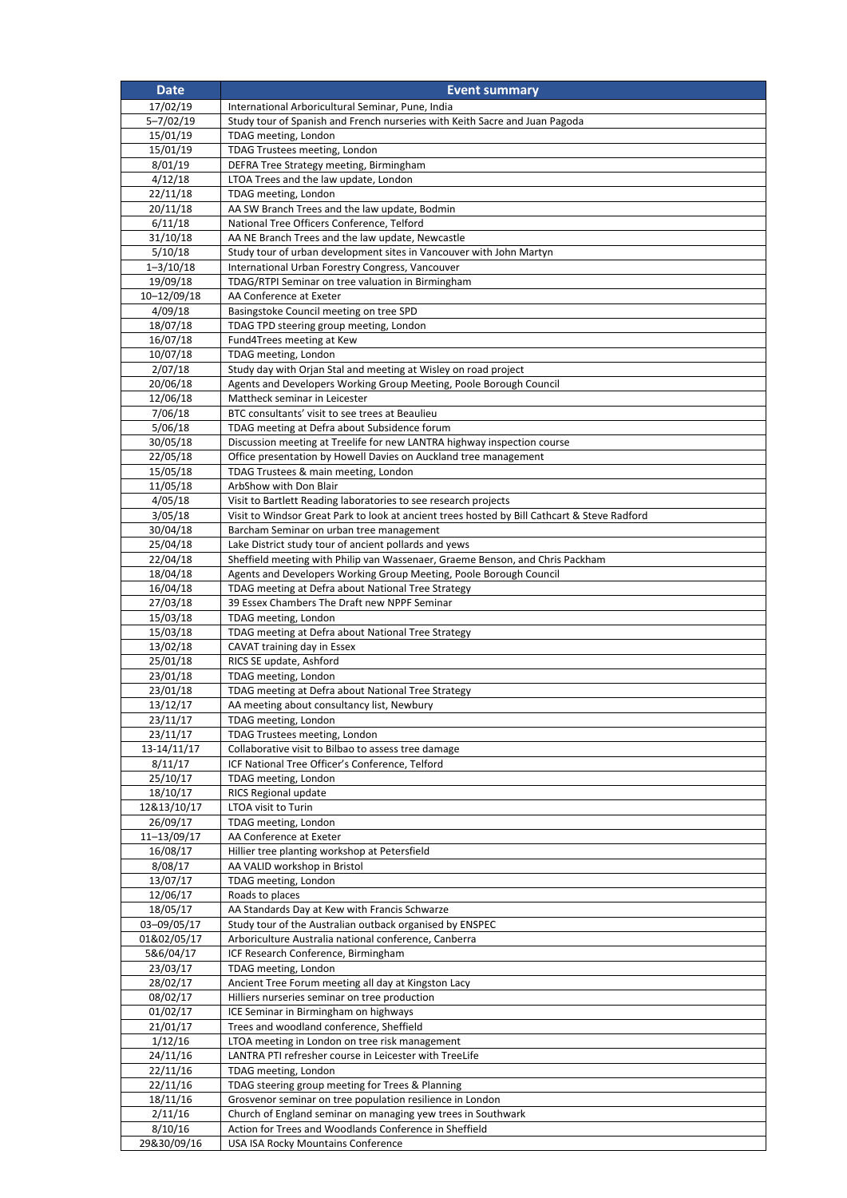| Date | Event summary |
| --- | --- |
| 17/02/19 | International Arboricultural Seminar, Pune, India |
| 5–7/02/19 | Study tour of Spanish and French nurseries with Keith Sacre and Juan Pagoda |
| 15/01/19 | TDAG meeting, London |
| 15/01/19 | TDAG Trustees meeting, London |
| 8/01/19 | DEFRA Tree Strategy meeting, Birmingham |
| 4/12/18 | LTOA Trees and the law update, London |
| 22/11/18 | TDAG meeting, London |
| 20/11/18 | AA SW Branch Trees and the law update, Bodmin |
| 6/11/18 | National Tree Officers Conference, Telford |
| 31/10/18 | AA NE Branch Trees and the law update, Newcastle |
| 5/10/18 | Study tour of urban development sites in Vancouver with John Martyn |
| 1–3/10/18 | International Urban Forestry Congress, Vancouver |
| 19/09/18 | TDAG/RTPI Seminar on tree valuation in Birmingham |
| 10–12/09/18 | AA Conference at Exeter |
| 4/09/18 | Basingstoke Council meeting on tree SPD |
| 18/07/18 | TDAG TPD steering group meeting, London |
| 16/07/18 | Fund4Trees meeting at Kew |
| 10/07/18 | TDAG meeting, London |
| 2/07/18 | Study day with Orjan Stal and meeting at Wisley on road project |
| 20/06/18 | Agents and Developers Working Group Meeting, Poole Borough Council |
| 12/06/18 | Mattheck seminar in Leicester |
| 7/06/18 | BTC consultants' visit to see trees at Beaulieu |
| 5/06/18 | TDAG meeting at Defra about Subsidence forum |
| 30/05/18 | Discussion meeting at Treelife for new LANTRA highway inspection course |
| 22/05/18 | Office presentation by Howell Davies on Auckland tree management |
| 15/05/18 | TDAG Trustees & main meeting, London |
| 11/05/18 | ArbShow with Don Blair |
| 4/05/18 | Visit to Bartlett Reading laboratories to see research projects |
| 3/05/18 | Visit to Windsor Great Park to look at ancient trees hosted by Bill Cathcart & Steve Radford |
| 30/04/18 | Barcham Seminar on urban tree management |
| 25/04/18 | Lake District study tour of ancient pollards and yews |
| 22/04/18 | Sheffield meeting with Philip van Wassenaer, Graeme Benson, and Chris Packham |
| 18/04/18 | Agents and Developers Working Group Meeting, Poole Borough Council |
| 16/04/18 | TDAG meeting at Defra about National Tree Strategy |
| 27/03/18 | 39 Essex Chambers The Draft new NPPF Seminar |
| 15/03/18 | TDAG meeting, London |
| 15/03/18 | TDAG meeting at Defra about National Tree Strategy |
| 13/02/18 | CAVAT training day in Essex |
| 25/01/18 | RICS SE update, Ashford |
| 23/01/18 | TDAG meeting, London |
| 23/01/18 | TDAG meeting at Defra about National Tree Strategy |
| 13/12/17 | AA meeting about consultancy list, Newbury |
| 23/11/17 | TDAG meeting, London |
| 23/11/17 | TDAG Trustees meeting, London |
| 13-14/11/17 | Collaborative visit to Bilbao to assess tree damage |
| 8/11/17 | ICF National Tree Officer's Conference, Telford |
| 25/10/17 | TDAG meeting, London |
| 18/10/17 | RICS Regional update |
| 12&13/10/17 | LTOA visit to Turin |
| 26/09/17 | TDAG meeting, London |
| 11–13/09/17 | AA Conference at Exeter |
| 16/08/17 | Hillier tree planting workshop at Petersfield |
| 8/08/17 | AA VALID workshop in Bristol |
| 13/07/17 | TDAG meeting, London |
| 12/06/17 | Roads to places |
| 18/05/17 | AA Standards Day at Kew with Francis Schwarze |
| 03–09/05/17 | Study tour of the Australian outback organised by ENSPEC |
| 01&02/05/17 | Arboriculture Australia national conference, Canberra |
| 5&6/04/17 | ICF Research Conference, Birmingham |
| 23/03/17 | TDAG meeting, London |
| 28/02/17 | Ancient Tree Forum meeting all day at Kingston Lacy |
| 08/02/17 | Hilliers nurseries seminar on tree production |
| 01/02/17 | ICE Seminar in Birmingham on highways |
| 21/01/17 | Trees and woodland conference, Sheffield |
| 1/12/16 | LTOA meeting in London on tree risk management |
| 24/11/16 | LANTRA PTI refresher course in Leicester with TreeLife |
| 22/11/16 | TDAG meeting, London |
| 22/11/16 | TDAG steering group meeting for Trees & Planning |
| 18/11/16 | Grosvenor seminar on tree population resilience in London |
| 2/11/16 | Church of England seminar on managing yew trees in Southwark |
| 8/10/16 | Action for Trees and Woodlands Conference in Sheffield |
| 29&30/09/16 | USA ISA Rocky Mountains Conference |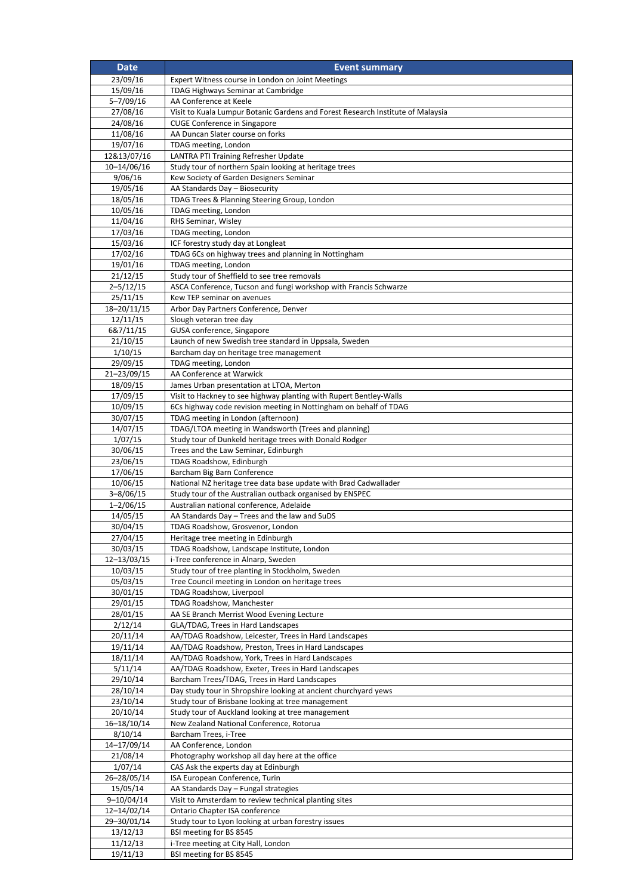| Date | Event summary |
|---|---|
| 23/09/16 | Expert Witness course in London on Joint Meetings |
| 15/09/16 | TDAG Highways Seminar at Cambridge |
| 5–7/09/16 | AA Conference at Keele |
| 27/08/16 | Visit to Kuala Lumpur Botanic Gardens and Forest Research Institute of Malaysia |
| 24/08/16 | CUGE Conference in Singapore |
| 11/08/16 | AA Duncan Slater course on forks |
| 19/07/16 | TDAG meeting, London |
| 12&13/07/16 | LANTRA PTI Training Refresher Update |
| 10–14/06/16 | Study tour of northern Spain looking at heritage trees |
| 9/06/16 | Kew Society of Garden Designers Seminar |
| 19/05/16 | AA Standards Day – Biosecurity |
| 18/05/16 | TDAG Trees & Planning Steering Group, London |
| 10/05/16 | TDAG meeting, London |
| 11/04/16 | RHS Seminar, Wisley |
| 17/03/16 | TDAG meeting, London |
| 15/03/16 | ICF forestry study day at Longleat |
| 17/02/16 | TDAG 6Cs on highway trees and planning in Nottingham |
| 19/01/16 | TDAG meeting, London |
| 21/12/15 | Study tour of Sheffield to see tree removals |
| 2–5/12/15 | ASCA Conference, Tucson and fungi workshop with Francis Schwarze |
| 25/11/15 | Kew TEP seminar on avenues |
| 18–20/11/15 | Arbor Day Partners Conference, Denver |
| 12/11/15 | Slough veteran tree day |
| 6&7/11/15 | GUSA conference, Singapore |
| 21/10/15 | Launch of new Swedish tree standard in Uppsala, Sweden |
| 1/10/15 | Barcham day on heritage tree management |
| 29/09/15 | TDAG meeting, London |
| 21–23/09/15 | AA Conference at Warwick |
| 18/09/15 | James Urban presentation at LTOA, Merton |
| 17/09/15 | Visit to Hackney to see highway planting with Rupert Bentley-Walls |
| 10/09/15 | 6Cs highway code revision meeting in Nottingham on behalf of TDAG |
| 30/07/15 | TDAG meeting in London (afternoon) |
| 14/07/15 | TDAG/LTOA meeting in Wandsworth (Trees and planning) |
| 1/07/15 | Study tour of Dunkeld heritage trees with Donald Rodger |
| 30/06/15 | Trees and the Law Seminar, Edinburgh |
| 23/06/15 | TDAG Roadshow, Edinburgh |
| 17/06/15 | Barcham Big Barn Conference |
| 10/06/15 | National NZ heritage tree data base update with Brad Cadwallader |
| 3–8/06/15 | Study tour of the Australian outback organised by ENSPEC |
| 1–2/06/15 | Australian national conference, Adelaide |
| 14/05/15 | AA Standards Day – Trees and the law and SuDS |
| 30/04/15 | TDAG Roadshow, Grosvenor, London |
| 27/04/15 | Heritage tree meeting in Edinburgh |
| 30/03/15 | TDAG Roadshow, Landscape Institute, London |
| 12–13/03/15 | i-Tree conference in Alnarp, Sweden |
| 10/03/15 | Study tour of tree planting in Stockholm, Sweden |
| 05/03/15 | Tree Council meeting in London on heritage trees |
| 30/01/15 | TDAG Roadshow, Liverpool |
| 29/01/15 | TDAG Roadshow, Manchester |
| 28/01/15 | AA SE Branch Merrist Wood Evening Lecture |
| 2/12/14 | GLA/TDAG, Trees in Hard Landscapes |
| 20/11/14 | AA/TDAG Roadshow, Leicester, Trees in Hard Landscapes |
| 19/11/14 | AA/TDAG Roadshow, Preston, Trees in Hard Landscapes |
| 18/11/14 | AA/TDAG Roadshow, York, Trees in Hard Landscapes |
| 5/11/14 | AA/TDAG Roadshow, Exeter, Trees in Hard Landscapes |
| 29/10/14 | Barcham Trees/TDAG, Trees in Hard Landscapes |
| 28/10/14 | Day study tour in Shropshire looking at ancient churchyard yews |
| 23/10/14 | Study tour of Brisbane looking at tree management |
| 20/10/14 | Study tour of Auckland looking at tree management |
| 16–18/10/14 | New Zealand National Conference, Rotorua |
| 8/10/14 | Barcham Trees, i-Tree |
| 14–17/09/14 | AA Conference, London |
| 21/08/14 | Photography workshop all day here at the office |
| 1/07/14 | CAS Ask the experts day at Edinburgh |
| 26–28/05/14 | ISA European Conference, Turin |
| 15/05/14 | AA Standards Day – Fungal strategies |
| 9–10/04/14 | Visit to Amsterdam to review technical planting sites |
| 12–14/02/14 | Ontario Chapter ISA conference |
| 29–30/01/14 | Study tour to Lyon looking at urban forestry issues |
| 13/12/13 | BSI meeting for BS 8545 |
| 11/12/13 | i-Tree meeting at City Hall, London |
| 19/11/13 | BSI meeting for BS 8545 |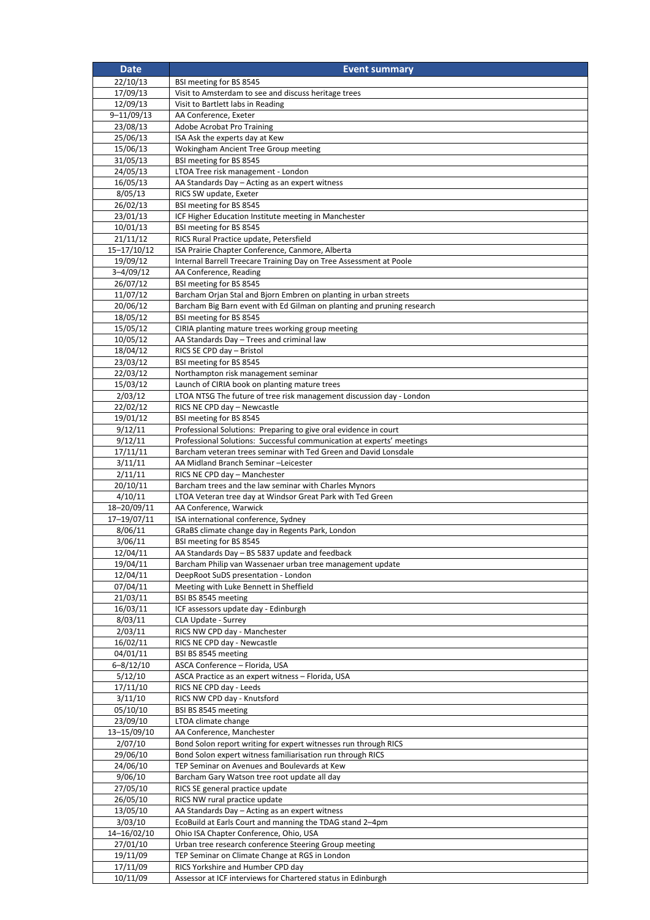| Date | Event summary |
|---|---|
| 22/10/13 | BSI meeting for BS 8545 |
| 17/09/13 | Visit to Amsterdam to see and discuss heritage trees |
| 12/09/13 | Visit to Bartlett labs in Reading |
| 9–11/09/13 | AA Conference, Exeter |
| 23/08/13 | Adobe Acrobat Pro Training |
| 25/06/13 | ISA Ask the experts day at Kew |
| 15/06/13 | Wokingham Ancient Tree Group meeting |
| 31/05/13 | BSI meeting for BS 8545 |
| 24/05/13 | LTOA Tree risk management - London |
| 16/05/13 | AA Standards Day – Acting as an expert witness |
| 8/05/13 | RICS SW update, Exeter |
| 26/02/13 | BSI meeting for BS 8545 |
| 23/01/13 | ICF Higher Education Institute meeting in Manchester |
| 10/01/13 | BSI meeting for BS 8545 |
| 21/11/12 | RICS Rural Practice update, Petersfield |
| 15–17/10/12 | ISA Prairie Chapter Conference, Canmore, Alberta |
| 19/09/12 | Internal Barrell Treecare Training Day on Tree Assessment at Poole |
| 3–4/09/12 | AA Conference, Reading |
| 26/07/12 | BSI meeting for BS 8545 |
| 11/07/12 | Barcham Orjan Stal and Bjorn Embren on planting in urban streets |
| 20/06/12 | Barcham Big Barn event with Ed Gilman on planting and pruning research |
| 18/05/12 | BSI meeting for BS 8545 |
| 15/05/12 | CIRIA planting mature trees working group meeting |
| 10/05/12 | AA Standards Day – Trees and criminal law |
| 18/04/12 | RICS SE CPD day – Bristol |
| 23/03/12 | BSI meeting for BS 8545 |
| 22/03/12 | Northampton risk management seminar |
| 15/03/12 | Launch of CIRIA book on planting mature trees |
| 2/03/12 | LTOA NTSG The future of tree risk management discussion day - London |
| 22/02/12 | RICS NE CPD day – Newcastle |
| 19/01/12 | BSI meeting for BS 8545 |
| 9/12/11 | Professional Solutions: Preparing to give oral evidence in court |
| 9/12/11 | Professional Solutions: Successful communication at experts' meetings |
| 17/11/11 | Barcham veteran trees seminar with Ted Green and David Lonsdale |
| 3/11/11 | AA Midland Branch Seminar –Leicester |
| 2/11/11 | RICS NE CPD day – Manchester |
| 20/10/11 | Barcham trees and the law seminar with Charles Mynors |
| 4/10/11 | LTOA Veteran tree day at Windsor Great Park with Ted Green |
| 18–20/09/11 | AA Conference, Warwick |
| 17–19/07/11 | ISA international conference, Sydney |
| 8/06/11 | GRaBS climate change day in Regents Park, London |
| 3/06/11 | BSI meeting for BS 8545 |
| 12/04/11 | AA Standards Day – BS 5837 update and feedback |
| 19/04/11 | Barcham Philip van Wassenaer urban tree management update |
| 12/04/11 | DeepRoot SuDS presentation - London |
| 07/04/11 | Meeting with Luke Bennett in Sheffield |
| 21/03/11 | BSI BS 8545 meeting |
| 16/03/11 | ICF assessors update day - Edinburgh |
| 8/03/11 | CLA Update - Surrey |
| 2/03/11 | RICS NW CPD day - Manchester |
| 16/02/11 | RICS NE CPD day - Newcastle |
| 04/01/11 | BSI BS 8545 meeting |
| 6–8/12/10 | ASCA Conference – Florida, USA |
| 5/12/10 | ASCA Practice as an expert witness – Florida, USA |
| 17/11/10 | RICS NE CPD day - Leeds |
| 3/11/10 | RICS NW CPD day - Knutsford |
| 05/10/10 | BSI BS 8545 meeting |
| 23/09/10 | LTOA climate change |
| 13–15/09/10 | AA Conference, Manchester |
| 2/07/10 | Bond Solon report writing for expert witnesses run through RICS |
| 29/06/10 | Bond Solon expert witness familiarisation run through RICS |
| 24/06/10 | TEP Seminar on Avenues and Boulevards at Kew |
| 9/06/10 | Barcham Gary Watson tree root update all day |
| 27/05/10 | RICS SE general practice update |
| 26/05/10 | RICS NW rural practice update |
| 13/05/10 | AA Standards Day – Acting as an expert witness |
| 3/03/10 | EcoBuild at Earls Court and manning the TDAG stand 2–4pm |
| 14–16/02/10 | Ohio ISA Chapter Conference, Ohio, USA |
| 27/01/10 | Urban tree research conference Steering Group meeting |
| 19/11/09 | TEP Seminar on Climate Change at RGS in London |
| 17/11/09 | RICS Yorkshire and Humber CPD day |
| 10/11/09 | Assessor at ICF interviews for Chartered status in Edinburgh |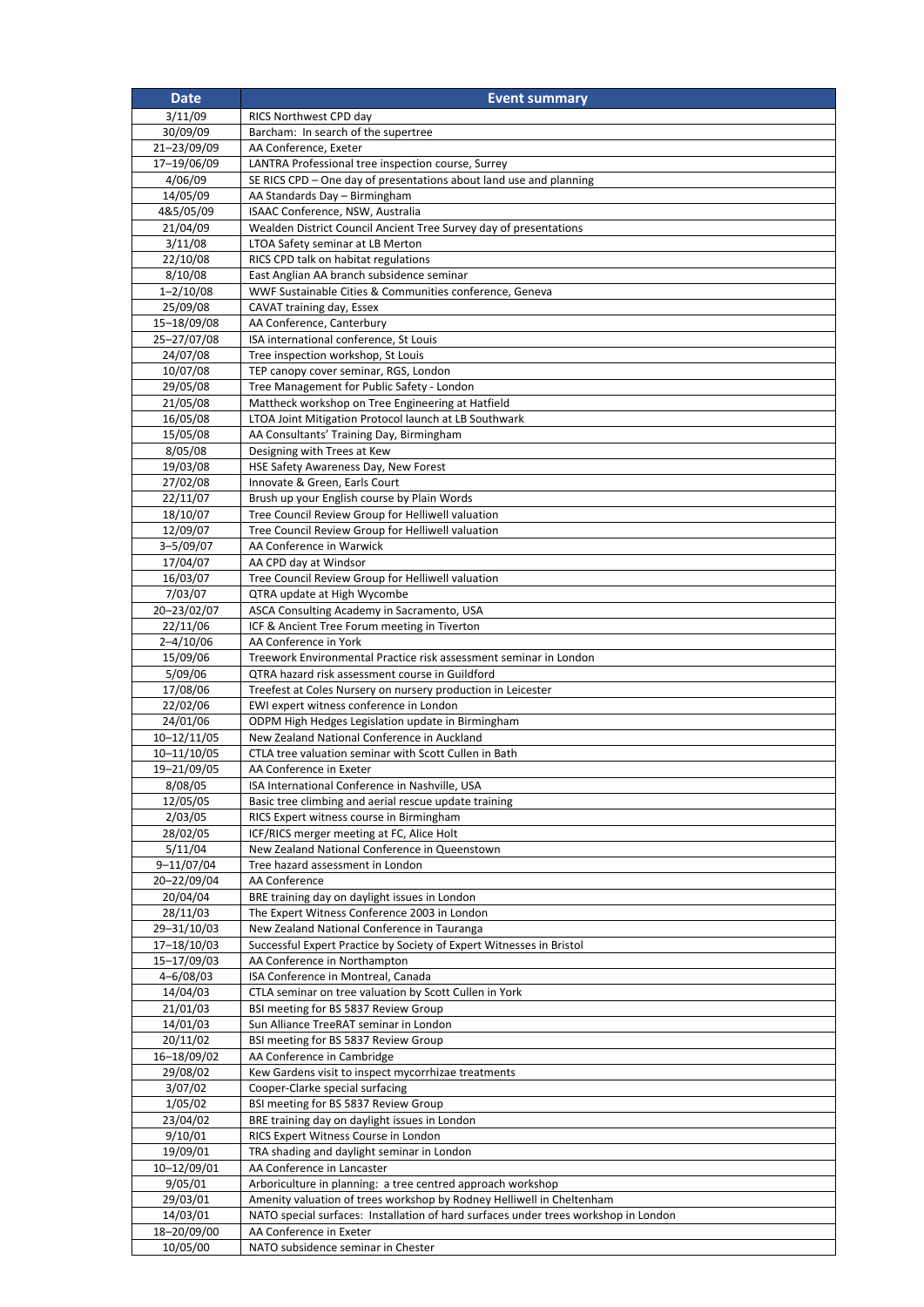| Date | Event summary |
| --- | --- |
| 3/11/09 | RICS Northwest CPD day |
| 30/09/09 | Barcham: In search of the supertree |
| 21–23/09/09 | AA Conference, Exeter |
| 17–19/06/09 | LANTRA Professional tree inspection course, Surrey |
| 4/06/09 | SE RICS CPD – One day of presentations about land use and planning |
| 14/05/09 | AA Standards Day – Birmingham |
| 4&5/05/09 | ISAAC Conference, NSW, Australia |
| 21/04/09 | Wealden District Council Ancient Tree Survey day of presentations |
| 3/11/08 | LTOA Safety seminar at LB Merton |
| 22/10/08 | RICS CPD talk on habitat regulations |
| 8/10/08 | East Anglian AA branch subsidence seminar |
| 1–2/10/08 | WWF Sustainable Cities & Communities conference, Geneva |
| 25/09/08 | CAVAT training day, Essex |
| 15–18/09/08 | AA Conference, Canterbury |
| 25–27/07/08 | ISA international conference, St Louis |
| 24/07/08 | Tree inspection workshop, St Louis |
| 10/07/08 | TEP canopy cover seminar, RGS, London |
| 29/05/08 | Tree Management for Public Safety - London |
| 21/05/08 | Mattheck workshop on Tree Engineering at Hatfield |
| 16/05/08 | LTOA Joint Mitigation Protocol launch at LB Southwark |
| 15/05/08 | AA Consultants' Training Day, Birmingham |
| 8/05/08 | Designing with Trees at Kew |
| 19/03/08 | HSE Safety Awareness Day, New Forest |
| 27/02/08 | Innovate & Green, Earls Court |
| 22/11/07 | Brush up your English course by Plain Words |
| 18/10/07 | Tree Council Review Group for Helliwell valuation |
| 12/09/07 | Tree Council Review Group for Helliwell valuation |
| 3–5/09/07 | AA Conference in Warwick |
| 17/04/07 | AA CPD day at Windsor |
| 16/03/07 | Tree Council Review Group for Helliwell valuation |
| 7/03/07 | QTRA update at High Wycombe |
| 20–23/02/07 | ASCA Consulting Academy in Sacramento, USA |
| 22/11/06 | ICF & Ancient Tree Forum meeting in Tiverton |
| 2–4/10/06 | AA Conference in York |
| 15/09/06 | Treework Environmental Practice risk assessment seminar in London |
| 5/09/06 | QTRA hazard risk assessment course in Guildford |
| 17/08/06 | Treefest at Coles Nursery on nursery production in Leicester |
| 22/02/06 | EWI expert witness conference in London |
| 24/01/06 | ODPM High Hedges Legislation update in Birmingham |
| 10–12/11/05 | New Zealand National Conference in Auckland |
| 10–11/10/05 | CTLA tree valuation seminar with Scott Cullen in Bath |
| 19–21/09/05 | AA Conference in Exeter |
| 8/08/05 | ISA International Conference in Nashville, USA |
| 12/05/05 | Basic tree climbing and aerial rescue update training |
| 2/03/05 | RICS Expert witness course in Birmingham |
| 28/02/05 | ICF/RICS merger meeting at FC, Alice Holt |
| 5/11/04 | New Zealand National Conference in Queenstown |
| 9–11/07/04 | Tree hazard assessment in London |
| 20–22/09/04 | AA Conference |
| 20/04/04 | BRE training day on daylight issues in London |
| 28/11/03 | The Expert Witness Conference 2003 in London |
| 29–31/10/03 | New Zealand National Conference in Tauranga |
| 17–18/10/03 | Successful Expert Practice by Society of Expert Witnesses in Bristol |
| 15–17/09/03 | AA Conference in Northampton |
| 4–6/08/03 | ISA Conference in Montreal, Canada |
| 14/04/03 | CTLA seminar on tree valuation by Scott Cullen in York |
| 21/01/03 | BSI meeting for BS 5837 Review Group |
| 14/01/03 | Sun Alliance TreeRAT seminar in London |
| 20/11/02 | BSI meeting for BS 5837 Review Group |
| 16–18/09/02 | AA Conference in Cambridge |
| 29/08/02 | Kew Gardens visit to inspect mycorrhizae treatments |
| 3/07/02 | Cooper-Clarke special surfacing |
| 1/05/02 | BSI meeting for BS 5837 Review Group |
| 23/04/02 | BRE training day on daylight issues in London |
| 9/10/01 | RICS Expert Witness Course in London |
| 19/09/01 | TRA shading and daylight seminar in London |
| 10–12/09/01 | AA Conference in Lancaster |
| 9/05/01 | Arboriculture in planning: a tree centred approach workshop |
| 29/03/01 | Amenity valuation of trees workshop by Rodney Helliwell in Cheltenham |
| 14/03/01 | NATO special surfaces: Installation of hard surfaces under trees workshop in London |
| 18–20/09/00 | AA Conference in Exeter |
| 10/05/00 | NATO subsidence seminar in Chester |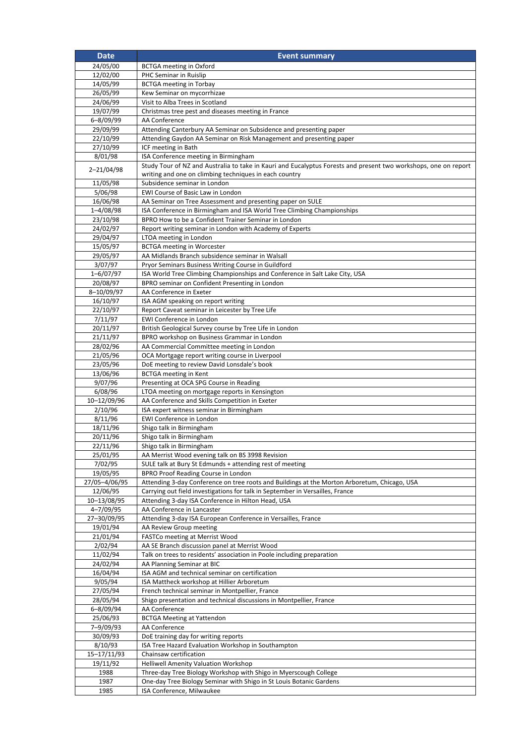| Date | Event summary |
|---|---|
| 24/05/00 | BCTGA meeting in Oxford |
| 12/02/00 | PHC Seminar in Ruislip |
| 14/05/99 | BCTGA meeting in Torbay |
| 26/05/99 | Kew Seminar on mycorrhizae |
| 24/06/99 | Visit to Alba Trees in Scotland |
| 19/07/99 | Christmas tree pest and diseases meeting in France |
| 6–8/09/99 | AA Conference |
| 29/09/99 | Attending Canterbury AA Seminar on Subsidence and presenting paper |
| 22/10/99 | Attending Gaydon AA Seminar on Risk Management and presenting paper |
| 27/10/99 | ICF meeting in Bath |
| 8/01/98 | ISA Conference meeting in Birmingham |
| 2–21/04/98 | Study Tour of NZ and Australia to take in Kauri and Eucalyptus Forests and present two workshops, one on report writing and one on climbing techniques in each country |
| 11/05/98 | Subsidence seminar in London |
| 5/06/98 | EWI Course of Basic Law in London |
| 16/06/98 | AA Seminar on Tree Assessment and presenting paper on SULE |
| 1–4/08/98 | ISA Conference in Birmingham and ISA World Tree Climbing Championships |
| 23/10/98 | BPRO How to be a Confident Trainer Seminar in London |
| 24/02/97 | Report writing seminar in London with Academy of Experts |
| 29/04/97 | LTOA meeting in London |
| 15/05/97 | BCTGA meeting in Worcester |
| 29/05/97 | AA Midlands Branch subsidence seminar in Walsall |
| 3/07/97 | Pryor Seminars Business Writing Course in Guildford |
| 1–6/07/97 | ISA World Tree Climbing Championships and Conference in Salt Lake City, USA |
| 20/08/97 | BPRO seminar on Confident Presenting in London |
| 8–10/09/97 | AA Conference in Exeter |
| 16/10/97 | ISA AGM speaking on report writing |
| 22/10/97 | Report Caveat seminar in Leicester by Tree Life |
| 7/11/97 | EWI Conference in London |
| 20/11/97 | British Geological Survey course by Tree Life in London |
| 21/11/97 | BPRO workshop on Business Grammar in London |
| 28/02/96 | AA Commercial Committee meeting in London |
| 21/05/96 | OCA Mortgage report writing course in Liverpool |
| 23/05/96 | DoE meeting to review David Lonsdale's book |
| 13/06/96 | BCTGA meeting in Kent |
| 9/07/96 | Presenting at OCA SPG Course in Reading |
| 6/08/96 | LTOA meeting on mortgage reports in Kensington |
| 10–12/09/96 | AA Conference and Skills Competition in Exeter |
| 2/10/96 | ISA expert witness seminar in Birmingham |
| 8/11/96 | EWI Conference in London |
| 18/11/96 | Shigo talk in Birmingham |
| 20/11/96 | Shigo talk in Birmingham |
| 22/11/96 | Shigo talk in Birmingham |
| 25/01/95 | AA Merrist Wood evening talk on BS 3998 Revision |
| 7/02/95 | SULE talk at Bury St Edmunds + attending rest of meeting |
| 19/05/95 | BPRO Proof Reading Course in London |
| 27/05–4/06/95 | Attending 3-day Conference on tree roots and Buildings at the Morton Arboretum, Chicago, USA |
| 12/06/95 | Carrying out field investigations for talk in September in Versailles, France |
| 10–13/08/95 | Attending 3-day ISA Conference in Hilton Head, USA |
| 4–7/09/95 | AA Conference in Lancaster |
| 27–30/09/95 | Attending 3-day ISA European Conference in Versailles, France |
| 19/01/94 | AA Review Group meeting |
| 21/01/94 | FASTCo meeting at Merrist Wood |
| 2/02/94 | AA SE Branch discussion panel at Merrist Wood |
| 11/02/94 | Talk on trees to residents' association in Poole including preparation |
| 24/02/94 | AA Planning Seminar at BIC |
| 16/04/94 | ISA AGM and technical seminar on certification |
| 9/05/94 | ISA Mattheck workshop at Hillier Arboretum |
| 27/05/94 | French technical seminar in Montpellier, France |
| 28/05/94 | Shigo presentation and technical discussions in Montpellier, France |
| 6–8/09/94 | AA Conference |
| 25/06/93 | BCTGA Meeting at Yattendon |
| 7–9/09/93 | AA Conference |
| 30/09/93 | DoE training day for writing reports |
| 8/10/93 | ISA Tree Hazard Evaluation Workshop in Southampton |
| 15–17/11/93 | Chainsaw certification |
| 19/11/92 | Helliwell Amenity Valuation Workshop |
| 1988 | Three-day Tree Biology Workshop with Shigo in Myerscough College |
| 1987 | One-day Tree Biology Seminar with Shigo in St Louis Botanic Gardens |
| 1985 | ISA Conference, Milwaukee |